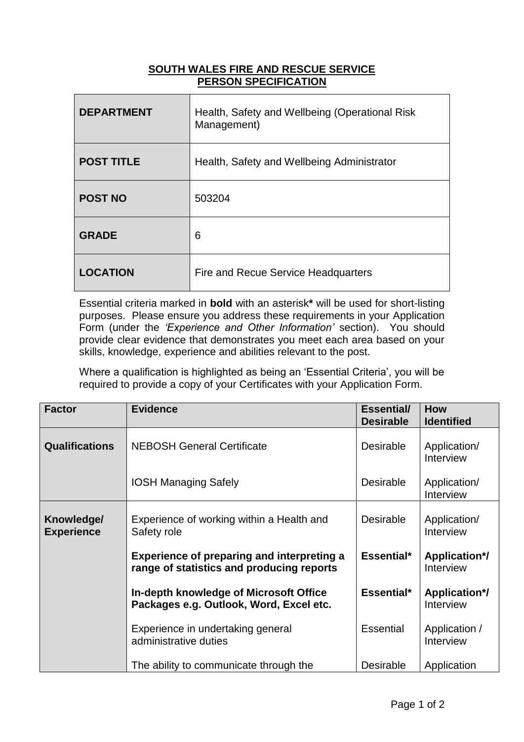**SOUTH WALES FIRE AND RESCUE SERVICE**
**PERSON SPECIFICATION**

| | |
|---|---|
| **DEPARTMENT** | Health, Safety and Wellbeing (Operational Risk Management) |
| **POST TITLE** | Health, Safety and Wellbeing Administrator |
| **POST NO** | 503204 |
| **GRADE** | 6 |
| **LOCATION** | Fire and Recue Service Headquarters |

Essential criteria marked in **bold** with an asterisk***** will be used for short-listing purposes. Please ensure you address these requirements in your Application Form (under the *'Experience and Other Information'* section). You should provide clear evidence that demonstrates you meet each area based on your skills, knowledge, experience and abilities relevant to the post.

Where a qualification is highlighted as being an 'Essential Criteria', you will be required to provide a copy of your Certificates with your Application Form.

| Factor | Evidence | Essential/ Desirable | How Identified |
|---|---|---|---|
| **Qualifications** | NEBOSH General Certificate | Desirable | Application/ Interview |
| | IOSH Managing Safely | Desirable | Application/ Interview |
| **Knowledge/ Experience** | Experience of working within a Health and Safety role | Desirable | Application/ Interview |
| | **Experience of preparing and interpreting a range of statistics and producing reports** | **Essential*** | **Application*/** Interview |
| | **In-depth knowledge of Microsoft Office Packages e.g. Outlook, Word, Excel etc.** | **Essential*** | **Application*/** Interview |
| | Experience in undertaking general administrative duties | Essential | Application / Interview |
| | The ability to communicate through the | Desirable | Application |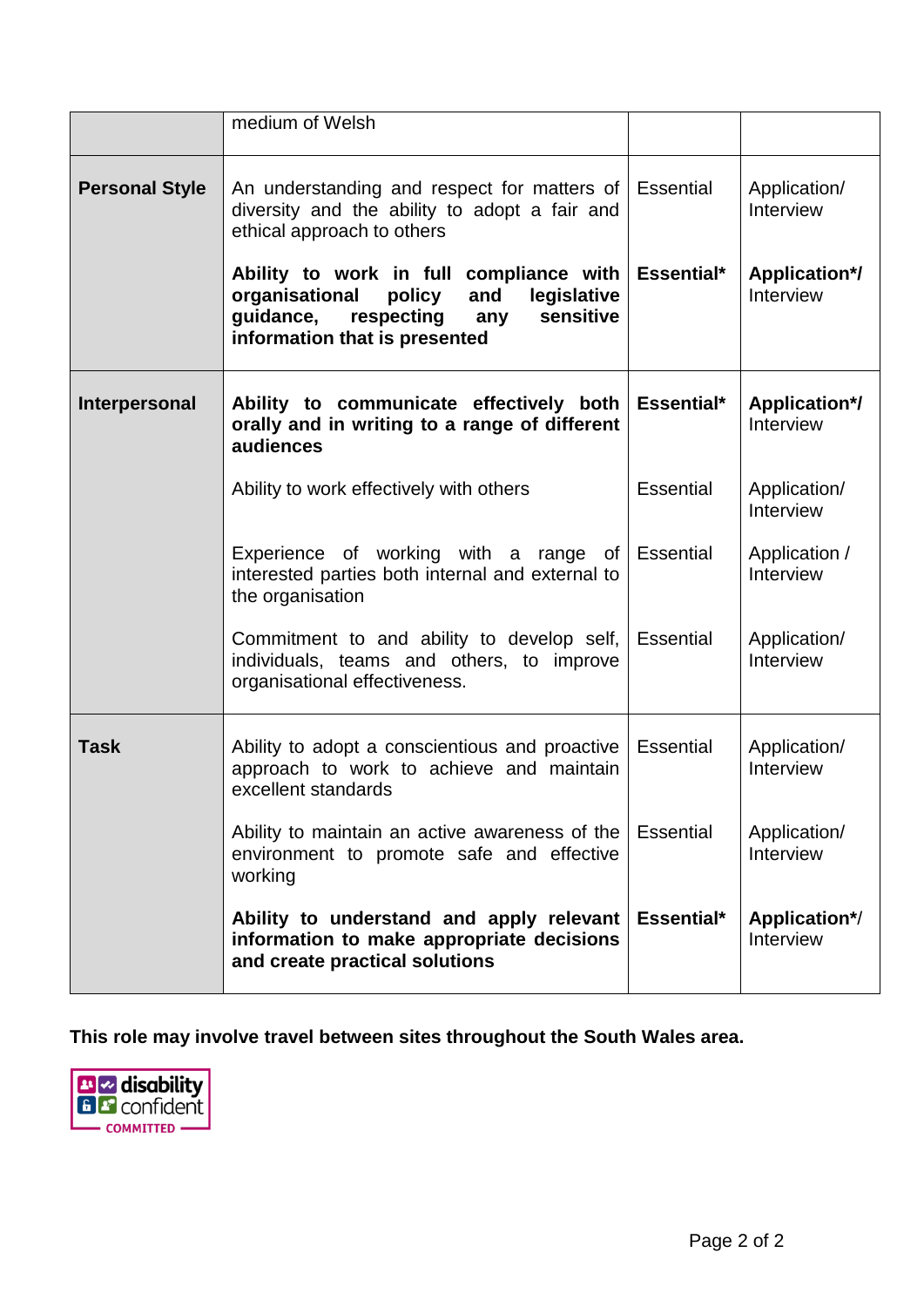| | | | |
|---|---|---|---|
| | medium of Welsh | | |
| **Personal Style** | An understanding and respect for matters of diversity and the ability to adopt a fair and ethical approach to others | Essential | Application/ Interview |
| | **Ability to work in full compliance with organisational policy and legislative guidance, respecting any sensitive information that is presented** | **Essential*** | **Application*/** Interview |
| **Interpersonal** | **Ability to communicate effectively both orally and in writing to a range of different audiences** | **Essential*** | **Application*/** Interview |
| | Ability to work effectively with others | Essential | Application/ Interview |
| | Experience of working with a range of interested parties both internal and external to the organisation | Essential | Application / Interview |
| | Commitment to and ability to develop self, individuals, teams and others, to improve organisational effectiveness. | Essential | Application/ Interview |
| **Task** | Ability to adopt a conscientious and proactive approach to work to achieve and maintain excellent standards | Essential | Application/ Interview |
| | Ability to maintain an active awareness of the environment to promote safe and effective working | Essential | Application/ Interview |
| | **Ability to understand and apply relevant information to make appropriate decisions and create practical solutions** | **Essential*** | **Application*/** Interview |

**This role may involve travel between sites throughout the South Wales area.**

disability confident COMMITTED